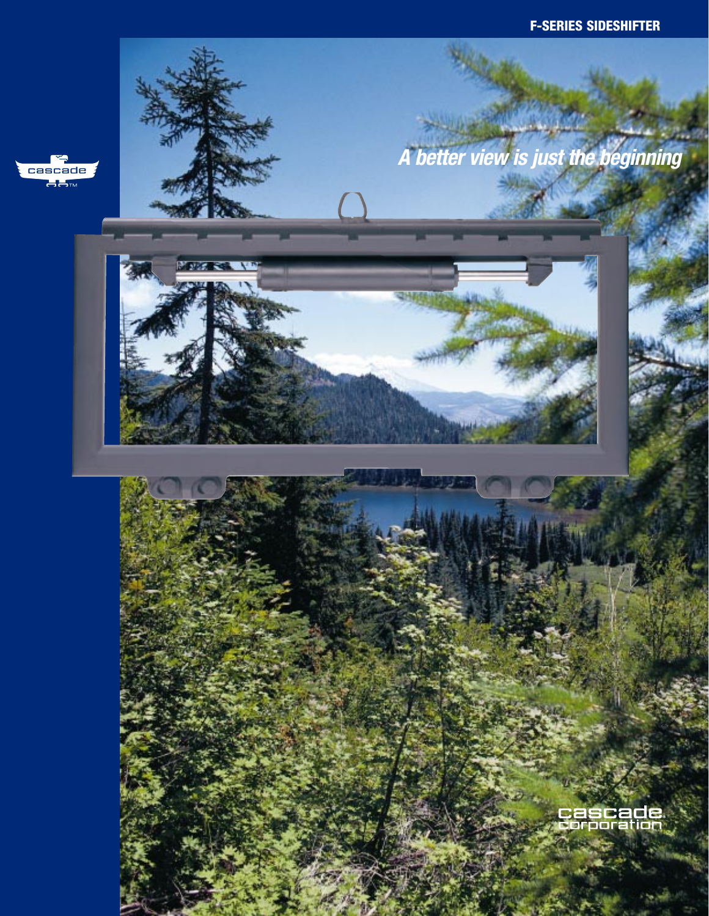# F-SERIES SIDESHIFTER

*A better view is just the beginning*

cascade corporation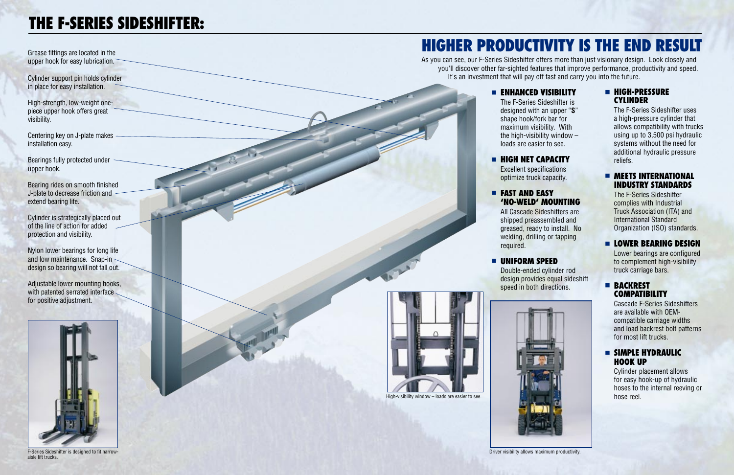# THE F-SERIES SIDESHIFTER:

Grease fittings are located in the upper hook for easy lubrication.

Cylinder support pin holds cylinder in place for easy installation.

High-strength, low-weight one-piece upper hook offers great visibility.

Centering key on J-plate makes installation easy.

Bearings fully protected under upper hook.

Bearing rides on smooth finished J-plate to decrease friction and extend bearing life.

Cylinder is strategically placed out of the line of action for added protection and visibility.

Nylon lower bearings for long life and low maintenance. Snap-in design so bearing will not fall out.

Adjustable lower mounting hooks, with patented serrated interface for positive adjustment.

F-Series Sideshifter is designed to fit narrow-aisle lift trucks.

## HIGHER PRODUCTIVITY IS THE END RESULT

As you can see, our F-Series Sideshifter offers more than just visionary design. Look closely and you'll discover other far-sighted features that improve performance, productivity and speed. It's an investment that will pay off fast and carry you into the future.

- **ENHANCED VISIBILITY**
  The F-Series Sideshifter is designed with an upper "**S**" shape hook/fork bar for maximum visibility. With the high-visibility window – loads are easier to see.

- **HIGH NET CAPACITY**
  Excellent specifications optimize truck capacity.

- **FAST AND EASY 'NO-WELD' MOUNTING**
  All Cascade Sideshifters are shipped preassembled and greased, ready to install. No welding, drilling or tapping required.

- **UNIFORM SPEED**
  Double-ended cylinder rod design provides equal sideshift speed in both directions.

- **HIGH-PRESSURE CYLINDER**
  The F-Series Sideshifter uses a high-pressure cylinder that allows compatibility with trucks using up to 3,500 psi hydraulic systems without the need for additional hydraulic pressure reliefs.

- **MEETS INTERNATIONAL INDUSTRY STANDARDS**
  The F-Series Sideshifter complies with Industrial Truck Association (ITA) and International Standard Organization (ISO) standards.

- **LOWER BEARING DESIGN**
  Lower bearings are configured to complement high-visibility truck carriage bars.

- **BACKREST COMPATIBILITY**
  Cascade F-Series Sideshifters are available with OEM-compatible carriage widths and load backrest bolt patterns for most lift trucks.

- **SIMPLE HYDRAULIC HOOK UP**
  Cylinder placement allows for easy hook-up of hydraulic hoses to the internal reeving or hose reel.

High-visibility window – loads are easier to see.

Driver visibility allows maximum productivity.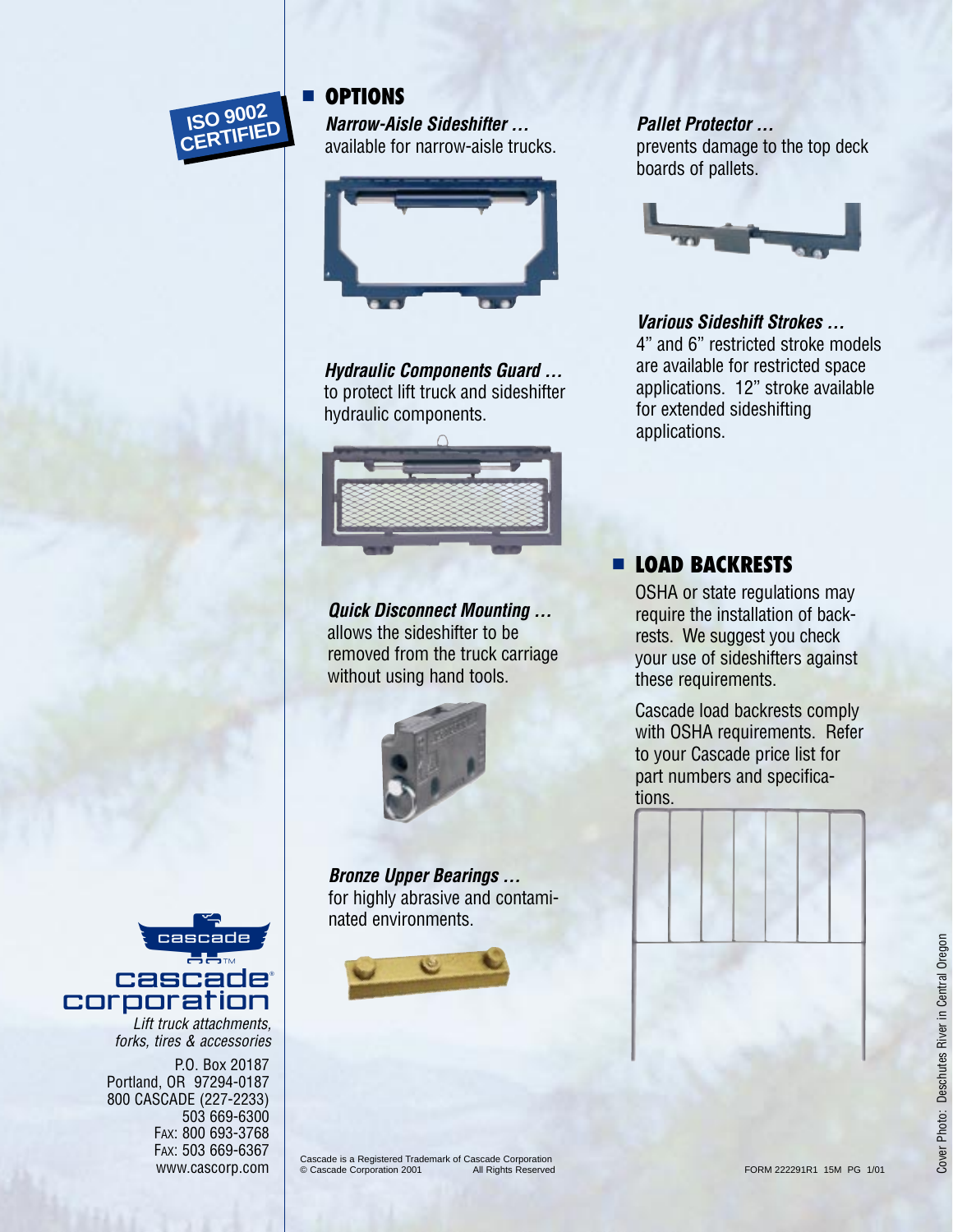ISO 9002 CERTIFIED

## OPTIONS

***Narrow-Aisle Sideshifter …***
available for narrow-aisle trucks.

***Hydraulic Components Guard …***
to protect lift truck and sideshifter hydraulic components.

***Quick Disconnect Mounting …***
allows the sideshifter to be removed from the truck carriage without using hand tools.

***Bronze Upper Bearings …***
for highly abrasive and contaminated environments.

***Pallet Protector …***
prevents damage to the top deck boards of pallets.

***Various Sideshift Strokes …***
4" and 6" restricted stroke models are available for restricted space applications. 12" stroke available for extended sideshifting applications.

## LOAD BACKRESTS

OSHA or state regulations may require the installation of backrests. We suggest you check your use of sideshifters against these requirements.

Cascade load backrests comply with OSHA requirements. Refer to your Cascade price list for part numbers and specifications.

cascade corporation

*Lift truck attachments, forks, tires & accessories*

P.O. Box 20187
Portland, OR 97294-0187
800 CASCADE (227-2233)
503 669-6300
FAX: 800 693-3768
FAX: 503 669-6367
www.cascorp.com

Cascade is a Registered Trademark of Cascade Corporation
© Cascade Corporation 2001 All Rights Reserved

FORM 222291R1 15M PG 1/01

Cover Photo: Deschutes River in Central Oregon